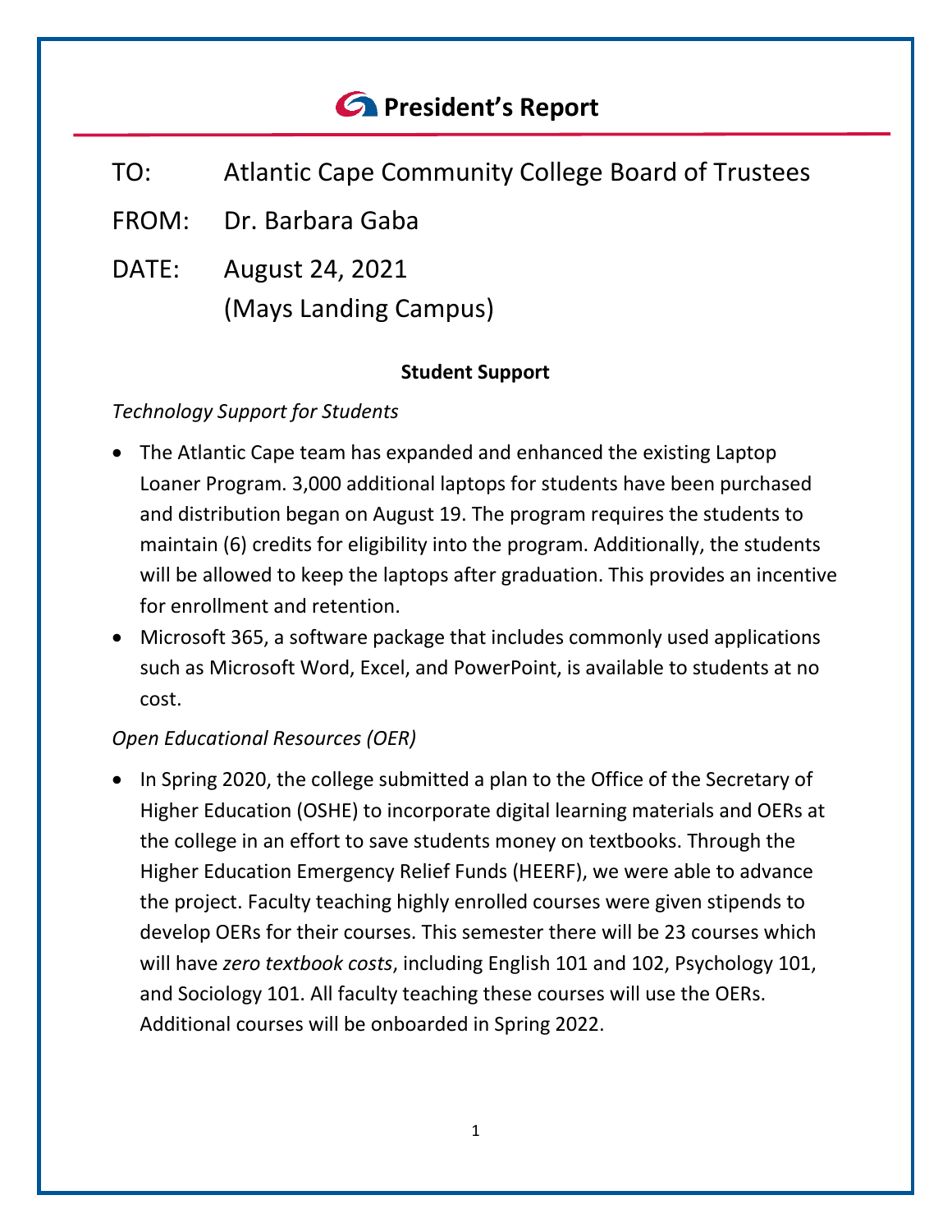# President's Report

TO: Atlantic Cape Community College Board of Trustees

FROM: Dr. Barbara Gaba

DATE: August 24, 2021
(Mays Landing Campus)

## Student Support

*Technology Support for Students*

- The Atlantic Cape team has expanded and enhanced the existing Laptop Loaner Program. 3,000 additional laptops for students have been purchased and distribution began on August 19. The program requires the students to maintain (6) credits for eligibility into the program. Additionally, the students will be allowed to keep the laptops after graduation. This provides an incentive for enrollment and retention.
- Microsoft 365, a software package that includes commonly used applications such as Microsoft Word, Excel, and PowerPoint, is available to students at no cost.

*Open Educational Resources (OER)*

- In Spring 2020, the college submitted a plan to the Office of the Secretary of Higher Education (OSHE) to incorporate digital learning materials and OERs at the college in an effort to save students money on textbooks. Through the Higher Education Emergency Relief Funds (HEERF), we were able to advance the project. Faculty teaching highly enrolled courses were given stipends to develop OERs for their courses. This semester there will be 23 courses which will have *zero textbook costs*, including English 101 and 102, Psychology 101, and Sociology 101. All faculty teaching these courses will use the OERs. Additional courses will be onboarded in Spring 2022.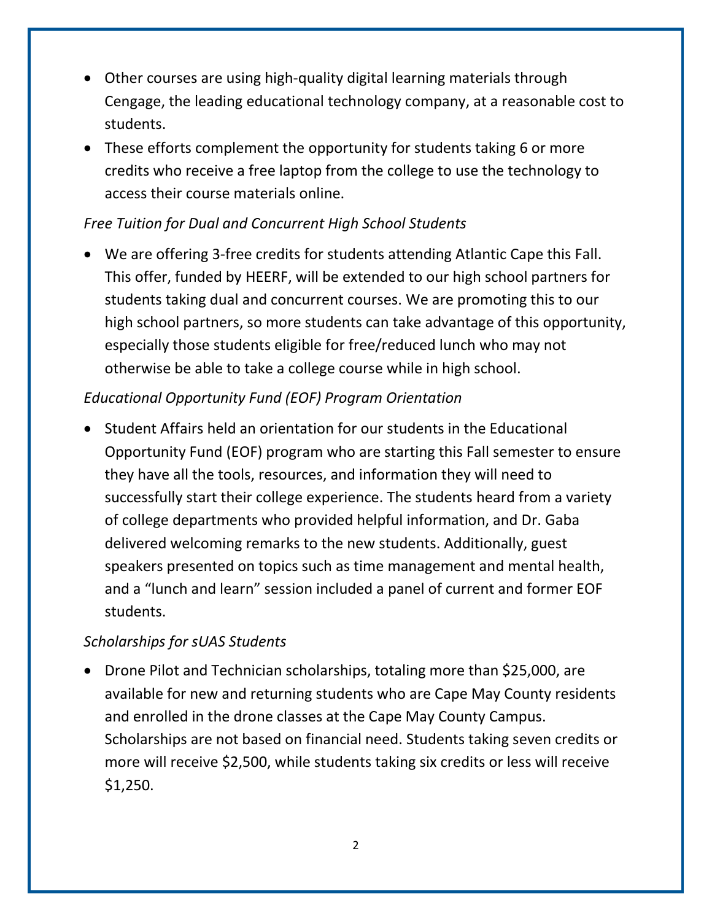- Other courses are using high-quality digital learning materials through Cengage, the leading educational technology company, at a reasonable cost to students.
- These efforts complement the opportunity for students taking 6 or more credits who receive a free laptop from the college to use the technology to access their course materials online.

*Free Tuition for Dual and Concurrent High School Students*

- We are offering 3-free credits for students attending Atlantic Cape this Fall. This offer, funded by HEERF, will be extended to our high school partners for students taking dual and concurrent courses. We are promoting this to our high school partners, so more students can take advantage of this opportunity, especially those students eligible for free/reduced lunch who may not otherwise be able to take a college course while in high school.

*Educational Opportunity Fund (EOF) Program Orientation*

- Student Affairs held an orientation for our students in the Educational Opportunity Fund (EOF) program who are starting this Fall semester to ensure they have all the tools, resources, and information they will need to successfully start their college experience. The students heard from a variety of college departments who provided helpful information, and Dr. Gaba delivered welcoming remarks to the new students. Additionally, guest speakers presented on topics such as time management and mental health, and a "lunch and learn" session included a panel of current and former EOF students.

*Scholarships for sUAS Students*

- Drone Pilot and Technician scholarships, totaling more than $25,000, are available for new and returning students who are Cape May County residents and enrolled in the drone classes at the Cape May County Campus. Scholarships are not based on financial need. Students taking seven credits or more will receive $2,500, while students taking six credits or less will receive $1,250.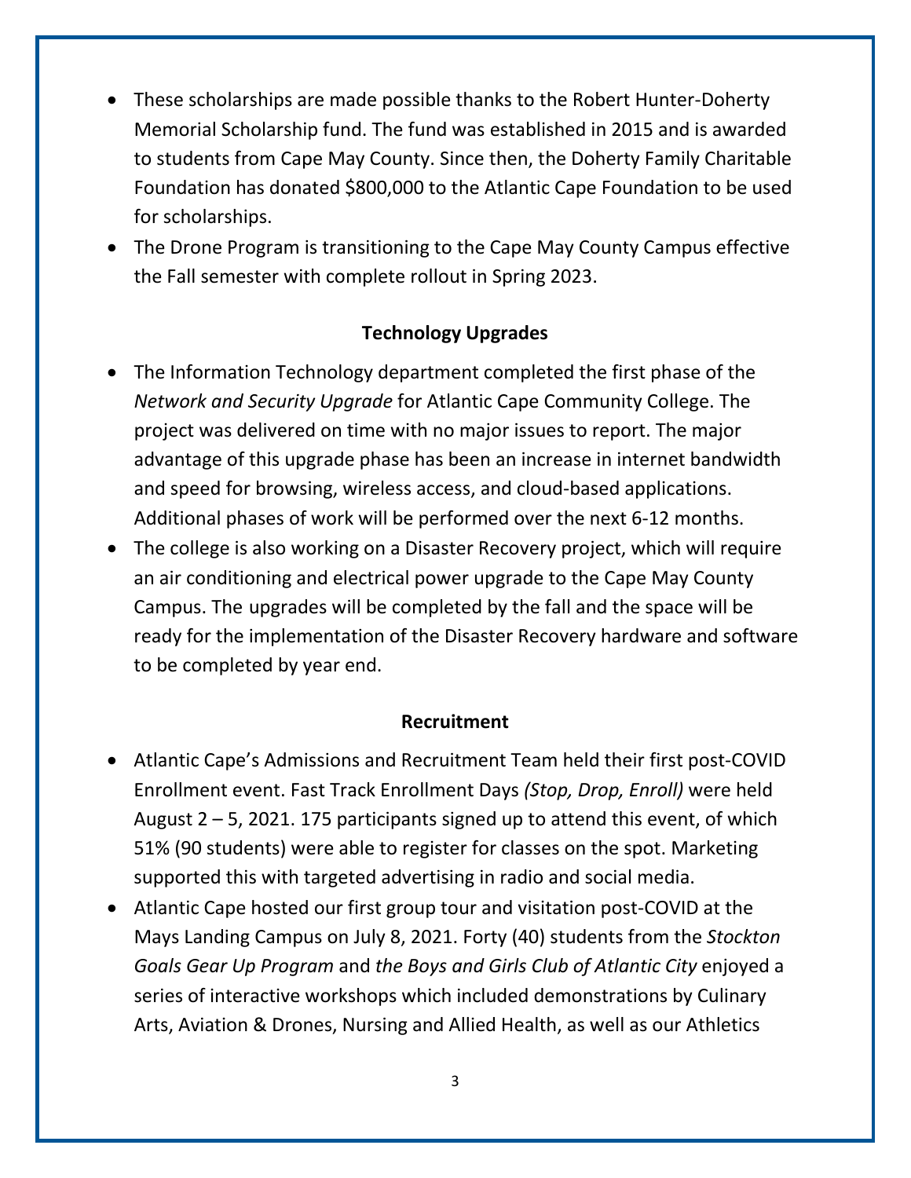- These scholarships are made possible thanks to the Robert Hunter-Doherty Memorial Scholarship fund. The fund was established in 2015 and is awarded to students from Cape May County. Since then, the Doherty Family Charitable Foundation has donated $800,000 to the Atlantic Cape Foundation to be used for scholarships.
- The Drone Program is transitioning to the Cape May County Campus effective the Fall semester with complete rollout in Spring 2023.

**Technology Upgrades**

- The Information Technology department completed the first phase of the *Network and Security Upgrade* for Atlantic Cape Community College. The project was delivered on time with no major issues to report. The major advantage of this upgrade phase has been an increase in internet bandwidth and speed for browsing, wireless access, and cloud-based applications. Additional phases of work will be performed over the next 6-12 months.
- The college is also working on a Disaster Recovery project, which will require an air conditioning and electrical power upgrade to the Cape May County Campus. The upgrades will be completed by the fall and the space will be ready for the implementation of the Disaster Recovery hardware and software to be completed by year end.

**Recruitment**

- Atlantic Cape's Admissions and Recruitment Team held their first post-COVID Enrollment event. Fast Track Enrollment Days *(Stop, Drop, Enroll)* were held August 2 – 5, 2021. 175 participants signed up to attend this event, of which 51% (90 students) were able to register for classes on the spot. Marketing supported this with targeted advertising in radio and social media.
- Atlantic Cape hosted our first group tour and visitation post-COVID at the Mays Landing Campus on July 8, 2021. Forty (40) students from the *Stockton Goals Gear Up Program* and *the Boys and Girls Club of Atlantic City* enjoyed a series of interactive workshops which included demonstrations by Culinary Arts, Aviation & Drones, Nursing and Allied Health, as well as our Athletics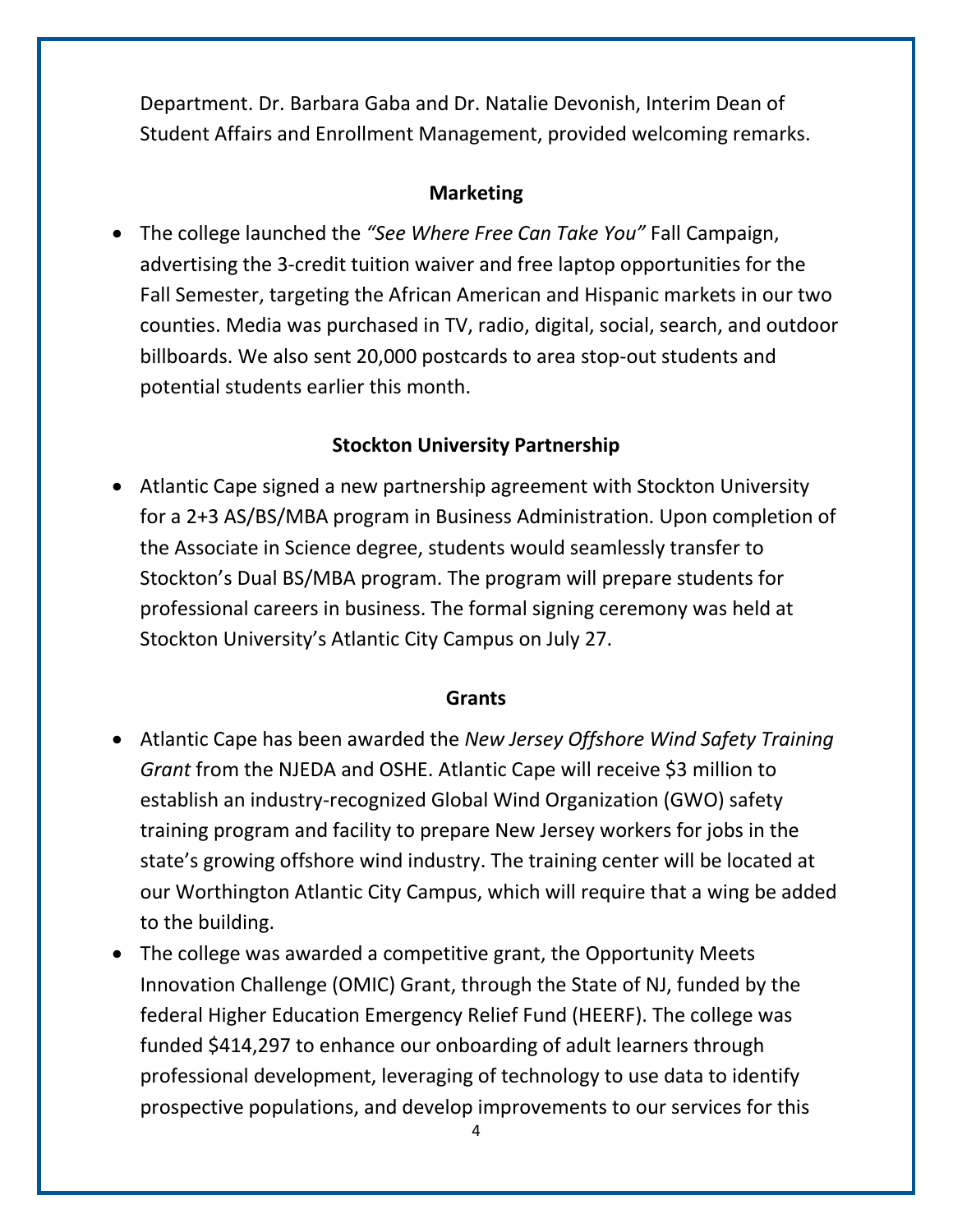Department. Dr. Barbara Gaba and Dr. Natalie Devonish, Interim Dean of Student Affairs and Enrollment Management, provided welcoming remarks.

**Marketing**

- The college launched the *"See Where Free Can Take You"* Fall Campaign, advertising the 3-credit tuition waiver and free laptop opportunities for the Fall Semester, targeting the African American and Hispanic markets in our two counties. Media was purchased in TV, radio, digital, social, search, and outdoor billboards. We also sent 20,000 postcards to area stop-out students and potential students earlier this month.

**Stockton University Partnership**

- Atlantic Cape signed a new partnership agreement with Stockton University for a 2+3 AS/BS/MBA program in Business Administration. Upon completion of the Associate in Science degree, students would seamlessly transfer to Stockton's Dual BS/MBA program. The program will prepare students for professional careers in business. The formal signing ceremony was held at Stockton University's Atlantic City Campus on July 27.

**Grants**

- Atlantic Cape has been awarded the *New Jersey Offshore Wind Safety Training Grant* from the NJEDA and OSHE. Atlantic Cape will receive $3 million to establish an industry-recognized Global Wind Organization (GWO) safety training program and facility to prepare New Jersey workers for jobs in the state's growing offshore wind industry. The training center will be located at our Worthington Atlantic City Campus, which will require that a wing be added to the building.
- The college was awarded a competitive grant, the Opportunity Meets Innovation Challenge (OMIC) Grant, through the State of NJ, funded by the federal Higher Education Emergency Relief Fund (HEERF). The college was funded $414,297 to enhance our onboarding of adult learners through professional development, leveraging of technology to use data to identify prospective populations, and develop improvements to our services for this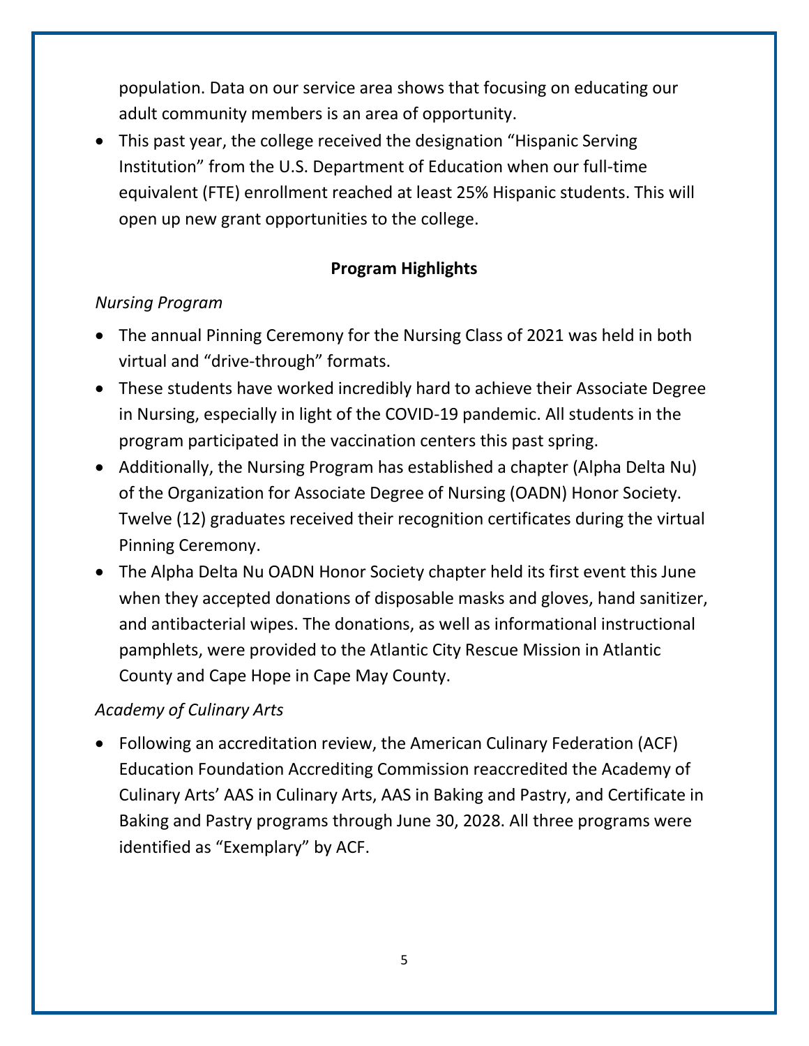population. Data on our service area shows that focusing on educating our adult community members is an area of opportunity.

- This past year, the college received the designation "Hispanic Serving Institution" from the U.S. Department of Education when our full-time equivalent (FTE) enrollment reached at least 25% Hispanic students. This will open up new grant opportunities to the college.

## Program Highlights

*Nursing Program*

- The annual Pinning Ceremony for the Nursing Class of 2021 was held in both virtual and "drive-through" formats.
- These students have worked incredibly hard to achieve their Associate Degree in Nursing, especially in light of the COVID-19 pandemic. All students in the program participated in the vaccination centers this past spring.
- Additionally, the Nursing Program has established a chapter (Alpha Delta Nu) of the Organization for Associate Degree of Nursing (OADN) Honor Society. Twelve (12) graduates received their recognition certificates during the virtual Pinning Ceremony.
- The Alpha Delta Nu OADN Honor Society chapter held its first event this June when they accepted donations of disposable masks and gloves, hand sanitizer, and antibacterial wipes. The donations, as well as informational instructional pamphlets, were provided to the Atlantic City Rescue Mission in Atlantic County and Cape Hope in Cape May County.

*Academy of Culinary Arts*

- Following an accreditation review, the American Culinary Federation (ACF) Education Foundation Accrediting Commission reaccredited the Academy of Culinary Arts' AAS in Culinary Arts, AAS in Baking and Pastry, and Certificate in Baking and Pastry programs through June 30, 2028. All three programs were identified as "Exemplary" by ACF.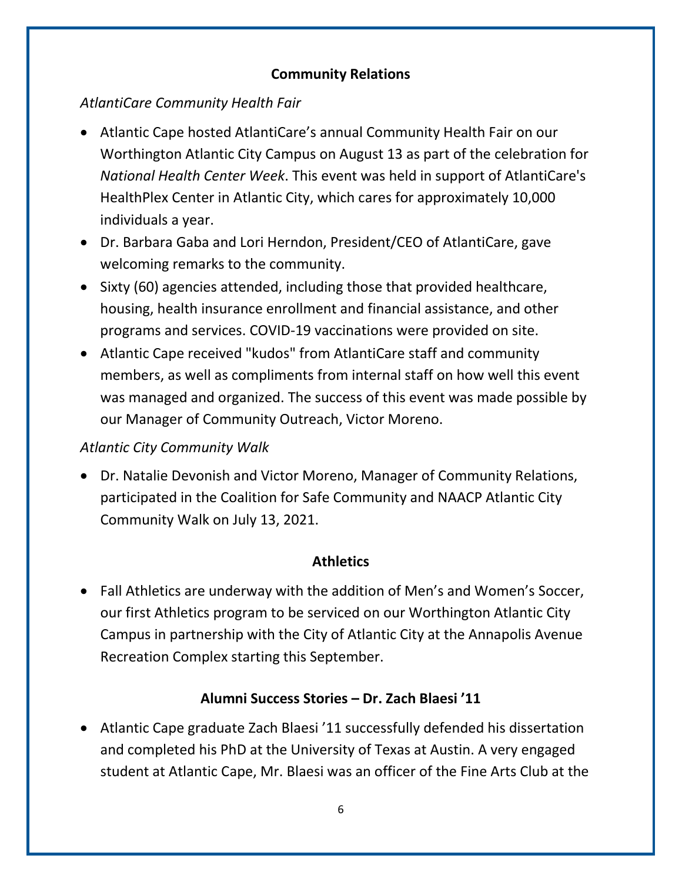## Community Relations

*AtlantiCare Community Health Fair*

- Atlantic Cape hosted AtlantiCare's annual Community Health Fair on our Worthington Atlantic City Campus on August 13 as part of the celebration for *National Health Center Week*. This event was held in support of AtlantiCare's HealthPlex Center in Atlantic City, which cares for approximately 10,000 individuals a year.
- Dr. Barbara Gaba and Lori Herndon, President/CEO of AtlantiCare, gave welcoming remarks to the community.
- Sixty (60) agencies attended, including those that provided healthcare, housing, health insurance enrollment and financial assistance, and other programs and services. COVID-19 vaccinations were provided on site.
- Atlantic Cape received "kudos" from AtlantiCare staff and community members, as well as compliments from internal staff on how well this event was managed and organized. The success of this event was made possible by our Manager of Community Outreach, Victor Moreno.

*Atlantic City Community Walk*

- Dr. Natalie Devonish and Victor Moreno, Manager of Community Relations, participated in the Coalition for Safe Community and NAACP Atlantic City Community Walk on July 13, 2021.

## Athletics

- Fall Athletics are underway with the addition of Men's and Women's Soccer, our first Athletics program to be serviced on our Worthington Atlantic City Campus in partnership with the City of Atlantic City at the Annapolis Avenue Recreation Complex starting this September.

## Alumni Success Stories – Dr. Zach Blaesi '11

- Atlantic Cape graduate Zach Blaesi '11 successfully defended his dissertation and completed his PhD at the University of Texas at Austin. A very engaged student at Atlantic Cape, Mr. Blaesi was an officer of the Fine Arts Club at the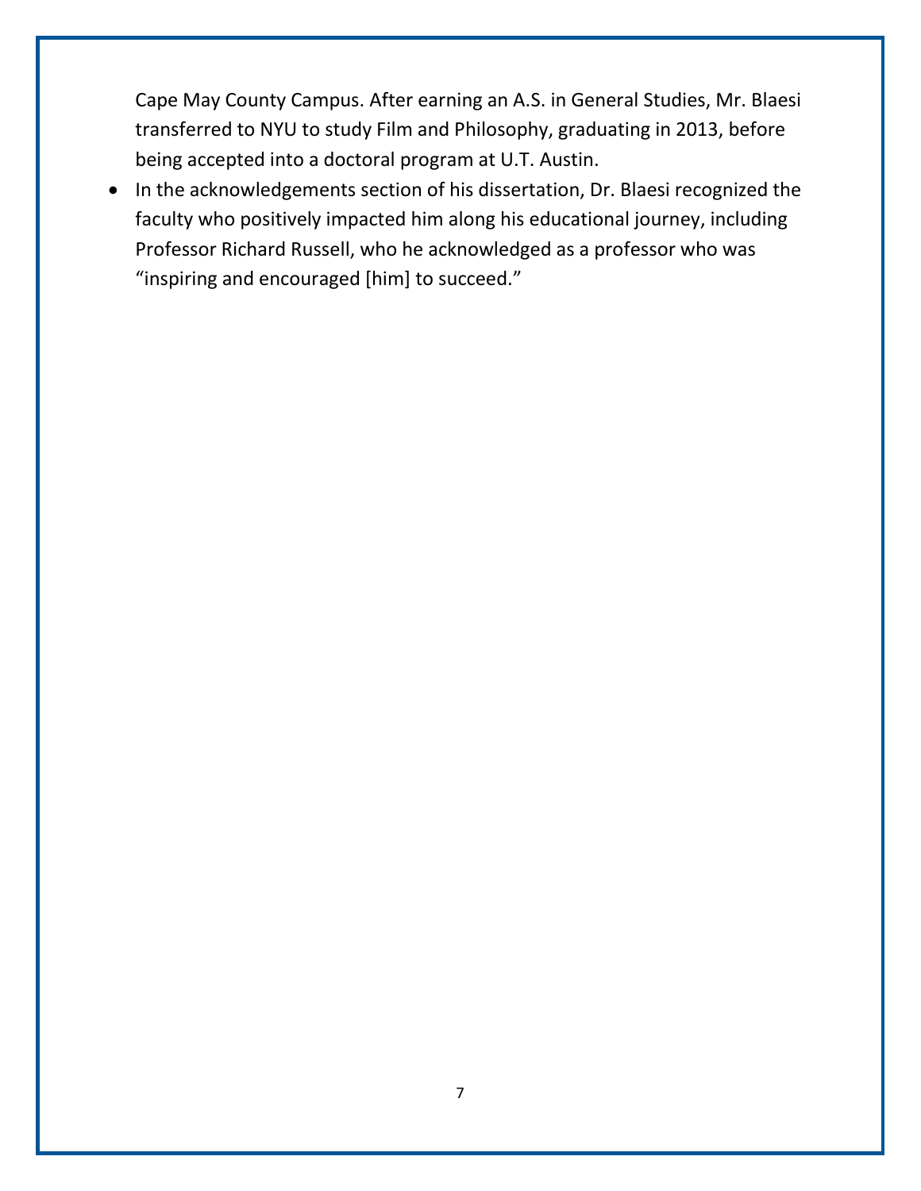Cape May County Campus. After earning an A.S. in General Studies, Mr. Blaesi transferred to NYU to study Film and Philosophy, graduating in 2013, before being accepted into a doctoral program at U.T. Austin.

- In the acknowledgements section of his dissertation, Dr. Blaesi recognized the faculty who positively impacted him along his educational journey, including Professor Richard Russell, who he acknowledged as a professor who was "inspiring and encouraged [him] to succeed."